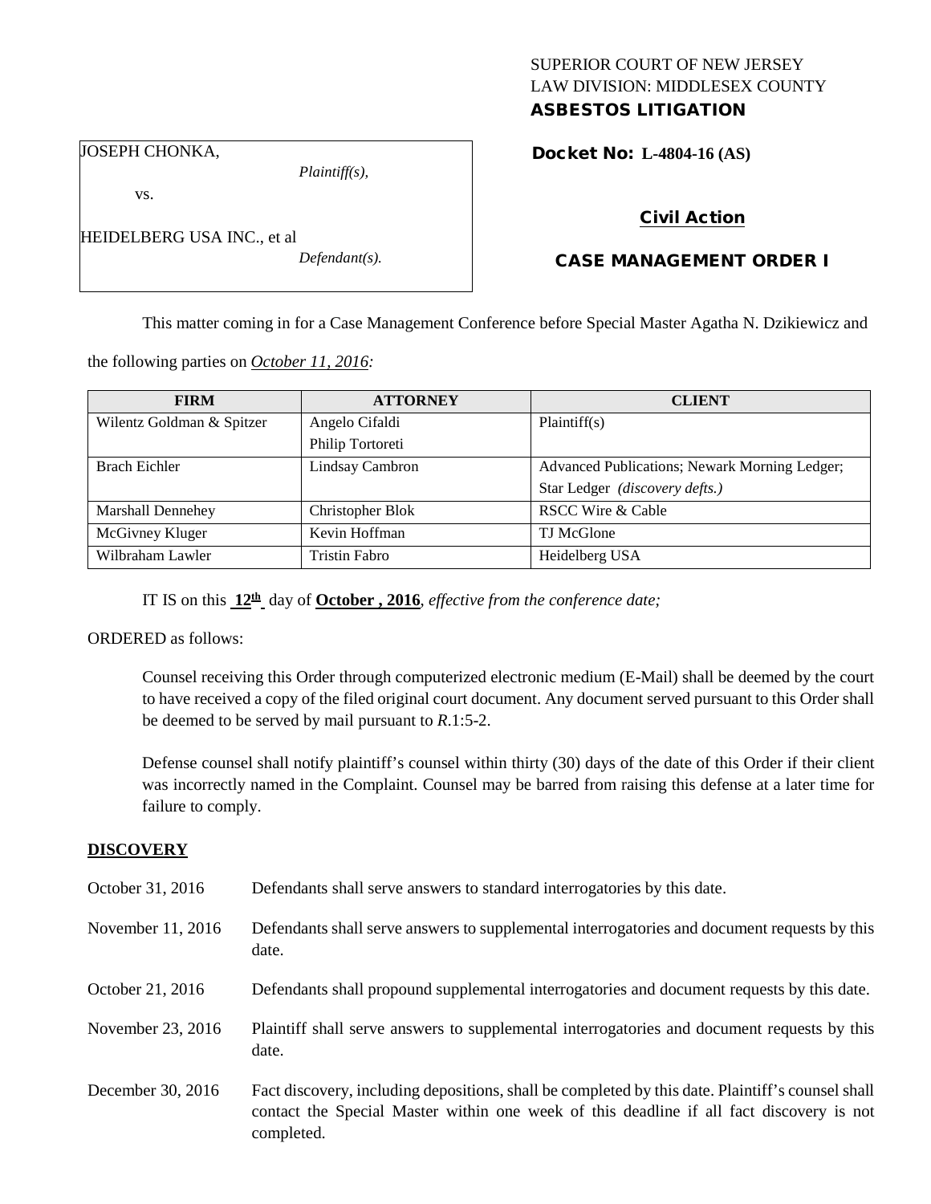SUPERIOR COURT OF NEW JERSEY
LAW DIVISION: MIDDLESEX COUNTY
**ASBESTOS LITIGATION**

JOSEPH CHONKA,
*Plaintiff(s),*
vs.
HEIDELBERG USA INC., et al
*Defendant(s).*

**Docket No: L-4804-16 (AS)**

**Civil Action**

**CASE MANAGEMENT ORDER I**

This matter coming in for a Case Management Conference before Special Master Agatha N. Dzikiewicz and the following parties on *October 11, 2016:*

| FIRM | ATTORNEY | CLIENT |
|---|---|---|
| Wilentz Goldman & Spitzer | Angelo Cifaldi<br>Philip Tortoreti | Plaintiff(s) |
| Brach Eichler | Lindsay Cambron | Advanced Publications; Newark Morning Ledger; Star Ledger *(discovery defts.)* |
| Marshall Dennehey | Christopher Blok | RSCC Wire & Cable |
| McGivney Kluger | Kevin Hoffman | TJ McGlone |
| Wilbraham Lawler | Tristin Fabro | Heidelberg USA |

IT IS on this **12th** day of **October , 2016**, *effective from the conference date;*

ORDERED as follows:

Counsel receiving this Order through computerized electronic medium (E-Mail) shall be deemed by the court to have received a copy of the filed original court document. Any document served pursuant to this Order shall be deemed to be served by mail pursuant to *R*.1:5-2.

Defense counsel shall notify plaintiff's counsel within thirty (30) days of the date of this Order if their client was incorrectly named in the Complaint. Counsel may be barred from raising this defense at a later time for failure to comply.

**DISCOVERY**

| | |
|---|---|
| October 31, 2016 | Defendants shall serve answers to standard interrogatories by this date. |
| November 11, 2016 | Defendants shall serve answers to supplemental interrogatories and document requests by this date. |
| October 21, 2016 | Defendants shall propound supplemental interrogatories and document requests by this date. |
| November 23, 2016 | Plaintiff shall serve answers to supplemental interrogatories and document requests by this date. |
| December 30, 2016 | Fact discovery, including depositions, shall be completed by this date. Plaintiff's counsel shall contact the Special Master within one week of this deadline if all fact discovery is not completed. |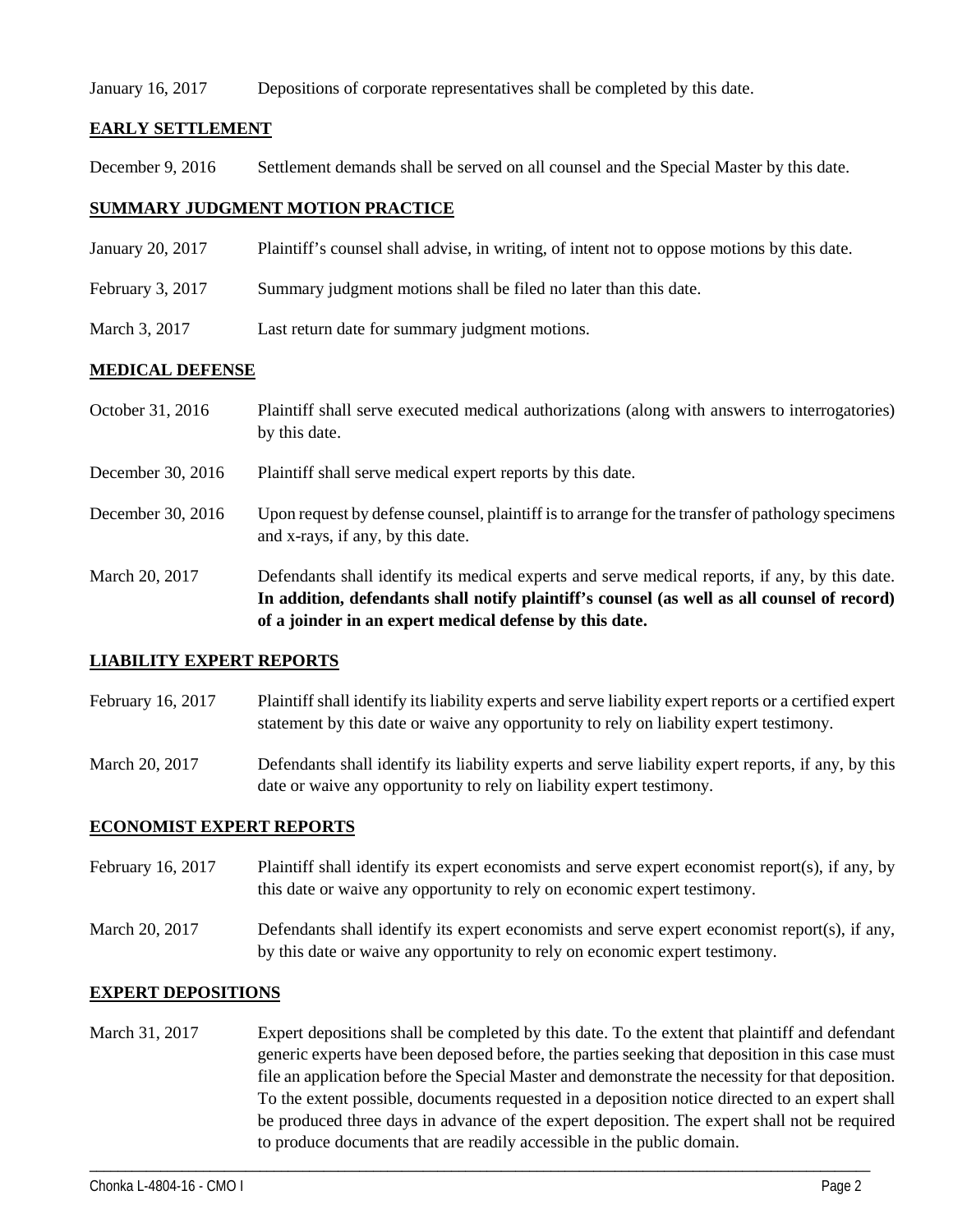January 16, 2017 Depositions of corporate representatives shall be completed by this date.

## **EARLY SETTLEMENT**

December 9, 2016 Settlement demands shall be served on all counsel and the Special Master by this date.

## **SUMMARY JUDGMENT MOTION PRACTICE**

January 20, 2017 Plaintiff's counsel shall advise, in writing, of intent not to oppose motions by this date.

February 3, 2017 Summary judgment motions shall be filed no later than this date.

March 3, 2017 Last return date for summary judgment motions.

## **MEDICAL DEFENSE**

October 31, 2016 Plaintiff shall serve executed medical authorizations (along with answers to interrogatories) by this date.

December 30, 2016 Plaintiff shall serve medical expert reports by this date.

December 30, 2016 Upon request by defense counsel, plaintiff is to arrange for the transfer of pathology specimens and x-rays, if any, by this date.

March 20, 2017 Defendants shall identify its medical experts and serve medical reports, if any, by this date. **In addition, defendants shall notify plaintiff's counsel (as well as all counsel of record) of a joinder in an expert medical defense by this date.**

## **LIABILITY EXPERT REPORTS**

February 16, 2017 Plaintiff shall identify its liability experts and serve liability expert reports or a certified expert statement by this date or waive any opportunity to rely on liability expert testimony.

March 20, 2017 Defendants shall identify its liability experts and serve liability expert reports, if any, by this date or waive any opportunity to rely on liability expert testimony.

## **ECONOMIST EXPERT REPORTS**

February 16, 2017 Plaintiff shall identify its expert economists and serve expert economist report(s), if any, by this date or waive any opportunity to rely on economic expert testimony.

March 20, 2017 Defendants shall identify its expert economists and serve expert economist report(s), if any, by this date or waive any opportunity to rely on economic expert testimony.

## **EXPERT DEPOSITIONS**

March 31, 2017 Expert depositions shall be completed by this date. To the extent that plaintiff and defendant generic experts have been deposed before, the parties seeking that deposition in this case must file an application before the Special Master and demonstrate the necessity for that deposition. To the extent possible, documents requested in a deposition notice directed to an expert shall be produced three days in advance of the expert deposition. The expert shall not be required to produce documents that are readily accessible in the public domain.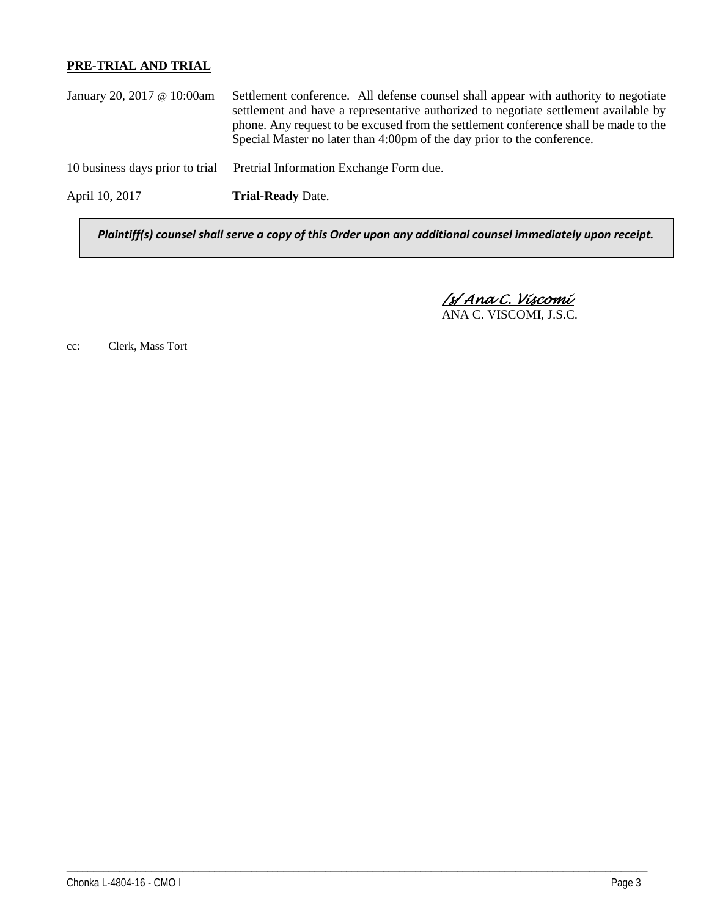**PRE-TRIAL AND TRIAL**

| | |
|---|---|
| January 20, 2017 @ 10:00am | Settlement conference. All defense counsel shall appear with authority to negotiate settlement and have a representative authorized to negotiate settlement available by phone. Any request to be excused from the settlement conference shall be made to the Special Master no later than 4:00pm of the day prior to the conference. |
| 10 business days prior to trial | Pretrial Information Exchange Form due. |
| April 10, 2017 | **Trial-Ready** Date. |

***Plaintiff(s) counsel shall serve a copy of this Order upon any additional counsel immediately upon receipt.***

/s/ Ana C. Viscomi
ANA C. VISCOMI, J.S.C.

cc: Clerk, Mass Tort